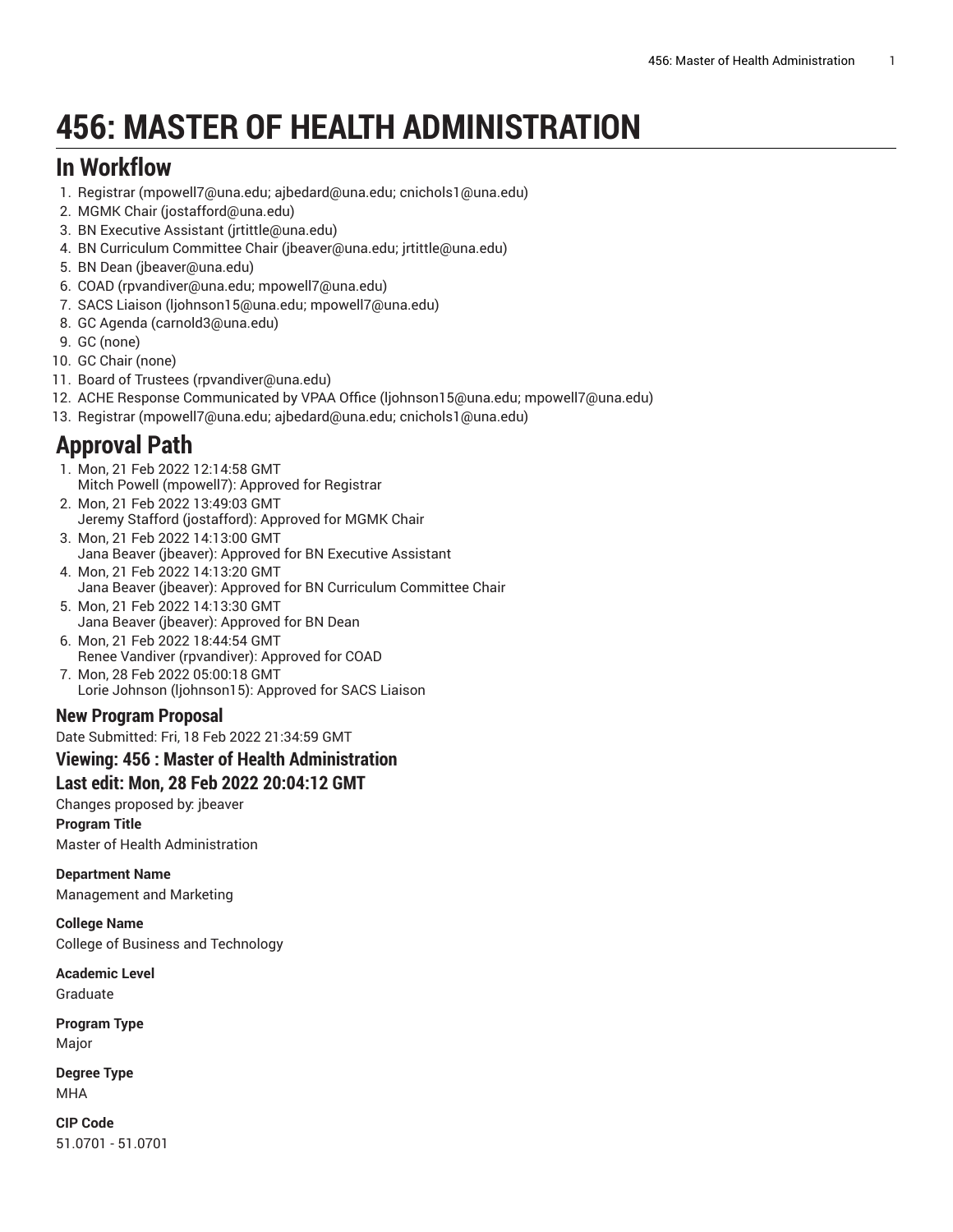# 456: MASTER OF HEALTH ADMINISTRATION

## In Workflow

1. Registrar (mpowell7@una.edu; ajbedard@una.edu; cnichols1@una.edu)
2. MGMK Chair (jostafford@una.edu)
3. BN Executive Assistant (jrtittle@una.edu)
4. BN Curriculum Committee Chair (jbeaver@una.edu; jrtittle@una.edu)
5. BN Dean (jbeaver@una.edu)
6. COAD (rpvandiver@una.edu; mpowell7@una.edu)
7. SACS Liaison (ljohnson15@una.edu; mpowell7@una.edu)
8. GC Agenda (carnold3@una.edu)
9. GC (none)
10. GC Chair (none)
11. Board of Trustees (rpvandiver@una.edu)
12. ACHE Response Communicated by VPAA Office (ljohnson15@una.edu; mpowell7@una.edu)
13. Registrar (mpowell7@una.edu; ajbedard@una.edu; cnichols1@una.edu)

## Approval Path

1. Mon, 21 Feb 2022 12:14:58 GMT
   Mitch Powell (mpowell7): Approved for Registrar
2. Mon, 21 Feb 2022 13:49:03 GMT
   Jeremy Stafford (jostafford): Approved for MGMK Chair
3. Mon, 21 Feb 2022 14:13:00 GMT
   Jana Beaver (jbeaver): Approved for BN Executive Assistant
4. Mon, 21 Feb 2022 14:13:20 GMT
   Jana Beaver (jbeaver): Approved for BN Curriculum Committee Chair
5. Mon, 21 Feb 2022 14:13:30 GMT
   Jana Beaver (jbeaver): Approved for BN Dean
6. Mon, 21 Feb 2022 18:44:54 GMT
   Renee Vandiver (rpvandiver): Approved for COAD
7. Mon, 28 Feb 2022 05:00:18 GMT
   Lorie Johnson (ljohnson15): Approved for SACS Liaison

### New Program Proposal

Date Submitted: Fri, 18 Feb 2022 21:34:59 GMT

### Viewing: 456 : Master of Health Administration

### Last edit: Mon, 28 Feb 2022 20:04:12 GMT

Changes proposed by: jbeaver

**Program Title**

Master of Health Administration

**Department Name**

Management and Marketing

**College Name**

College of Business and Technology

**Academic Level**

Graduate

**Program Type**

Major

**Degree Type**

MHA

**CIP Code**

51.0701 - 51.0701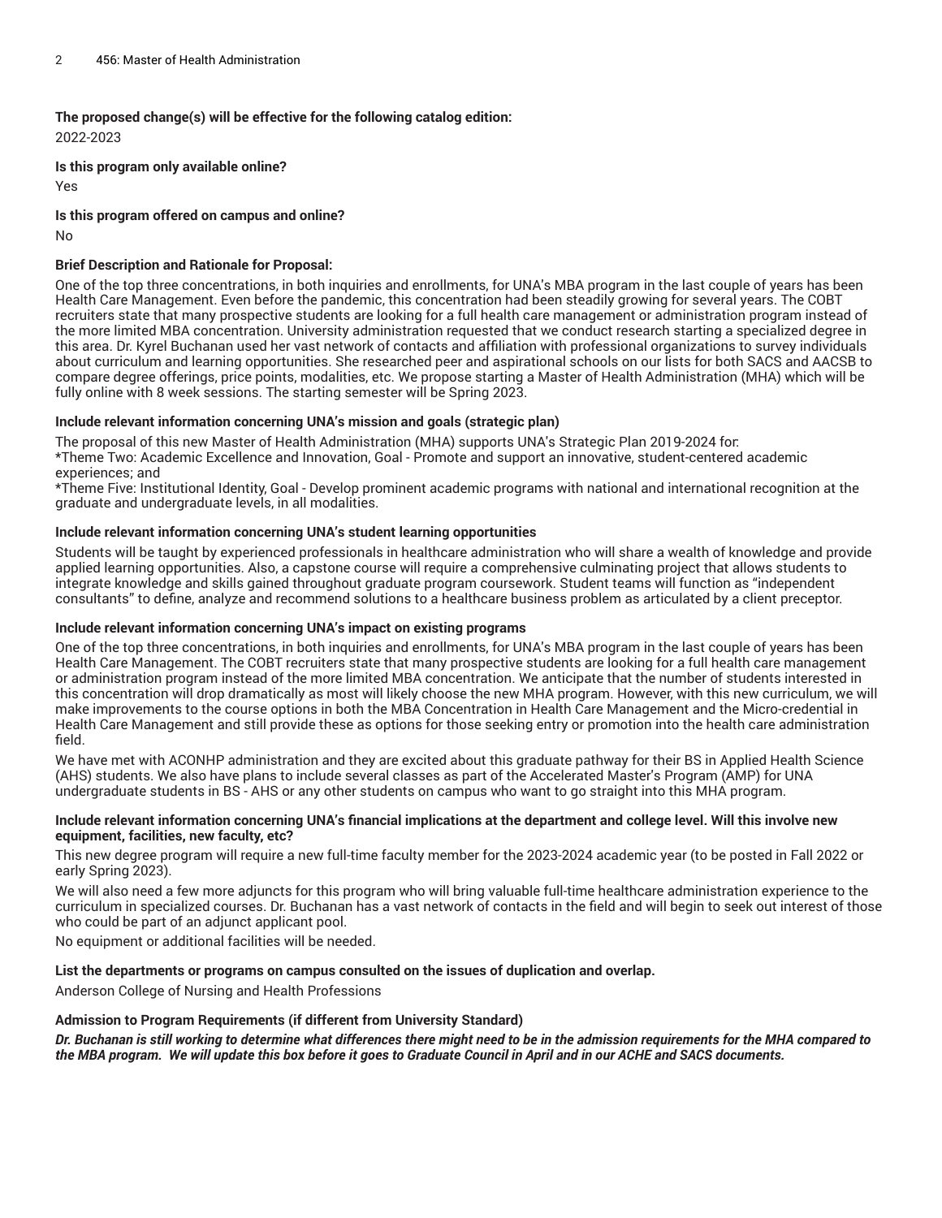**The proposed change(s) will be effective for the following catalog edition:**

2022-2023

**Is this program only available online?**

Yes

**Is this program offered on campus and online?**

No

**Brief Description and Rationale for Proposal:**

One of the top three concentrations, in both inquiries and enrollments, for UNA's MBA program in the last couple of years has been Health Care Management. Even before the pandemic, this concentration had been steadily growing for several years. The COBT recruiters state that many prospective students are looking for a full health care management or administration program instead of the more limited MBA concentration. University administration requested that we conduct research starting a specialized degree in this area. Dr. Kyrel Buchanan used her vast network of contacts and affiliation with professional organizations to survey individuals about curriculum and learning opportunities. She researched peer and aspirational schools on our lists for both SACS and AACSB to compare degree offerings, price points, modalities, etc. We propose starting a Master of Health Administration (MHA) which will be fully online with 8 week sessions. The starting semester will be Spring 2023.

**Include relevant information concerning UNA's mission and goals (strategic plan)**

The proposal of this new Master of Health Administration (MHA) supports UNA's Strategic Plan 2019-2024 for:
*Theme Two: Academic Excellence and Innovation, Goal - Promote and support an innovative, student-centered academic experiences; and
*Theme Five: Institutional Identity, Goal - Develop prominent academic programs with national and international recognition at the graduate and undergraduate levels, in all modalities.

**Include relevant information concerning UNA's student learning opportunities**

Students will be taught by experienced professionals in healthcare administration who will share a wealth of knowledge and provide applied learning opportunities. Also, a capstone course will require a comprehensive culminating project that allows students to integrate knowledge and skills gained throughout graduate program coursework. Student teams will function as "independent consultants" to define, analyze and recommend solutions to a healthcare business problem as articulated by a client preceptor.

**Include relevant information concerning UNA's impact on existing programs**

One of the top three concentrations, in both inquiries and enrollments, for UNA's MBA program in the last couple of years has been Health Care Management. The COBT recruiters state that many prospective students are looking for a full health care management or administration program instead of the more limited MBA concentration. We anticipate that the number of students interested in this concentration will drop dramatically as most will likely choose the new MHA program. However, with this new curriculum, we will make improvements to the course options in both the MBA Concentration in Health Care Management and the Micro-credential in Health Care Management and still provide these as options for those seeking entry or promotion into the health care administration field.

We have met with ACONHP administration and they are excited about this graduate pathway for their BS in Applied Health Science (AHS) students. We also have plans to include several classes as part of the Accelerated Master's Program (AMP) for UNA undergraduate students in BS - AHS or any other students on campus who want to go straight into this MHA program.

**Include relevant information concerning UNA's financial implications at the department and college level. Will this involve new equipment, facilities, new faculty, etc?**

This new degree program will require a new full-time faculty member for the 2023-2024 academic year (to be posted in Fall 2022 or early Spring 2023).

We will also need a few more adjuncts for this program who will bring valuable full-time healthcare administration experience to the curriculum in specialized courses. Dr. Buchanan has a vast network of contacts in the field and will begin to seek out interest of those who could be part of an adjunct applicant pool.

No equipment or additional facilities will be needed.

**List the departments or programs on campus consulted on the issues of duplication and overlap.**

Anderson College of Nursing and Health Professions

**Admission to Program Requirements (if different from University Standard)**

***Dr. Buchanan is still working to determine what differences there might need to be in the admission requirements for the MHA compared to the MBA program. We will update this box before it goes to Graduate Council in April and in our ACHE and SACS documents.***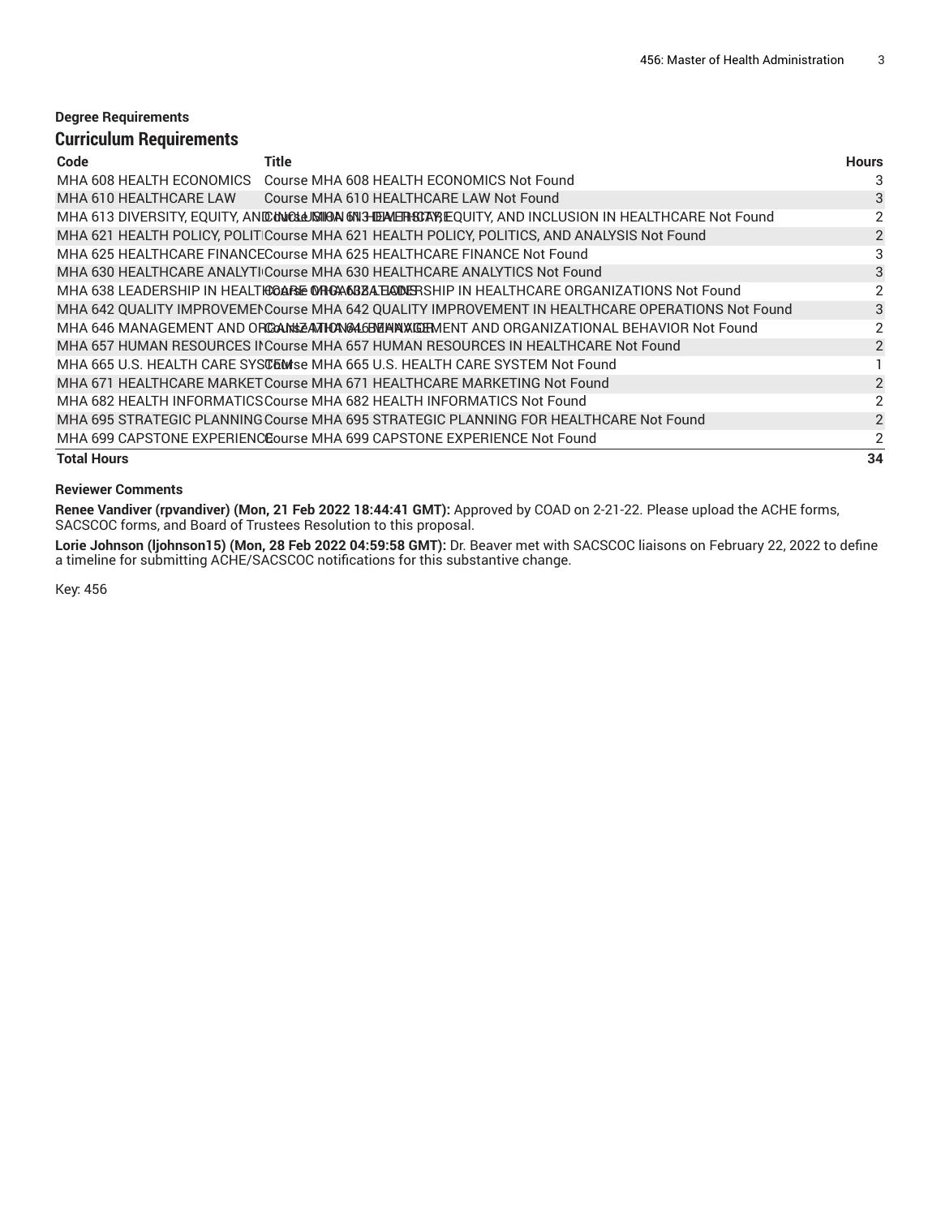**Degree Requirements**

## Curriculum Requirements

| Code | Title | Hours |
|---|---|---|
| MHA 608 HEALTH ECONOMICS | Course MHA 608 HEALTH ECONOMICS Not Found | 3 |
| MHA 610 HEALTHCARE LAW | Course MHA 610 HEALTHCARE LAW Not Found | 3 |
| MHA 613 DIVERSITY, EQUITY, AND INCLUSION IN HEALTHCARE | Course MHA 613 DIVERSITY, EQUITY, AND INCLUSION IN HEALTHCARE Not Found | 2 |
| MHA 621 HEALTH POLICY, POLITICS, AND ANALYSIS | Course MHA 621 HEALTH POLICY, POLITICS, AND ANALYSIS Not Found | 2 |
| MHA 625 HEALTHCARE FINANCE | Course MHA 625 HEALTHCARE FINANCE Not Found | 3 |
| MHA 630 HEALTHCARE ANALYTICS | Course MHA 630 HEALTHCARE ANALYTICS Not Found | 3 |
| MHA 638 LEADERSHIP IN HEALTHCARE ORGANIZATIONS | Course MHA 638 LEADERSHIP IN HEALTHCARE ORGANIZATIONS Not Found | 2 |
| MHA 642 QUALITY IMPROVEMENT IN HEALTHCARE OPERATIONS | Course MHA 642 QUALITY IMPROVEMENT IN HEALTHCARE OPERATIONS Not Found | 3 |
| MHA 646 MANAGEMENT AND ORGANIZATIONAL BEHAVIOR | Course MHA 646 MANAGEMENT AND ORGANIZATIONAL BEHAVIOR Not Found | 2 |
| MHA 657 HUMAN RESOURCES IN HEALTHCARE | Course MHA 657 HUMAN RESOURCES IN HEALTHCARE Not Found | 2 |
| MHA 665 U.S. HEALTH CARE SYSTEM | Course MHA 665 U.S. HEALTH CARE SYSTEM Not Found | 1 |
| MHA 671 HEALTHCARE MARKETING | Course MHA 671 HEALTHCARE MARKETING Not Found | 2 |
| MHA 682 HEALTH INFORMATICS | Course MHA 682 HEALTH INFORMATICS Not Found | 2 |
| MHA 695 STRATEGIC PLANNING FOR HEALTHCARE | Course MHA 695 STRATEGIC PLANNING FOR HEALTHCARE Not Found | 2 |
| MHA 699 CAPSTONE EXPERIENCE | Course MHA 699 CAPSTONE EXPERIENCE Not Found | 2 |
| **Total Hours** | | **34** |

**Reviewer Comments**

**Renee Vandiver (rpvandiver) (Mon, 21 Feb 2022 18:44:41 GMT):** Approved by COAD on 2-21-22. Please upload the ACHE forms, SACSCOC forms, and Board of Trustees Resolution to this proposal.

**Lorie Johnson (ljohnson15) (Mon, 28 Feb 2022 04:59:58 GMT):** Dr. Beaver met with SACSCOC liaisons on February 22, 2022 to define a timeline for submitting ACHE/SACSCOC notifications for this substantive change.

Key: 456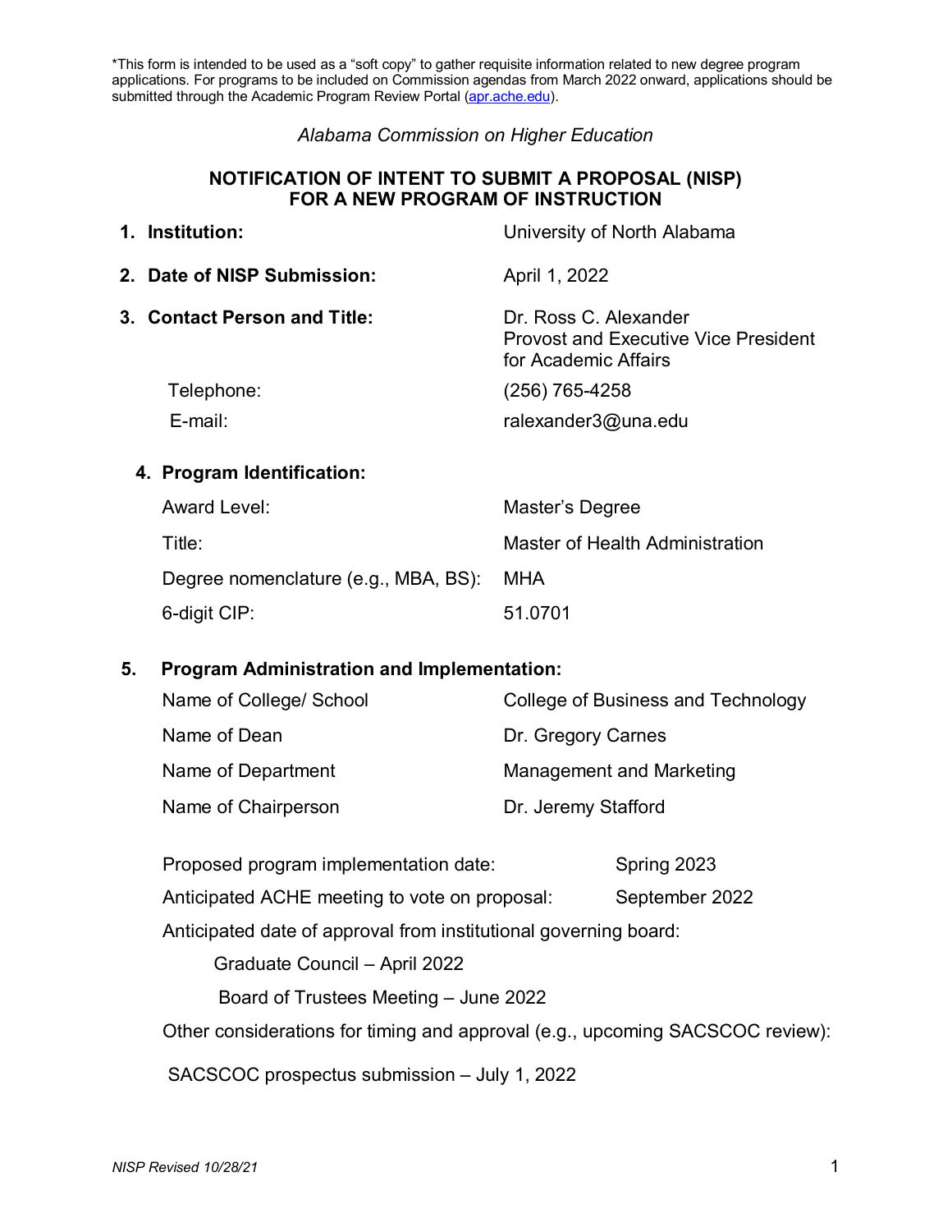*This form is intended to be used as a "soft copy" to gather requisite information related to new degree program applications. For programs to be included on Commission agendas from March 2022 onward, applications should be submitted through the Academic Program Review Portal (apr.ache.edu).

*Alabama Commission on Higher Education*

## NOTIFICATION OF INTENT TO SUBMIT A PROPOSAL (NISP) FOR A NEW PROGRAM OF INSTRUCTION

1. **Institution:** University of North Alabama

2. **Date of NISP Submission:** April 1, 2022

3. **Contact Person and Title:** Dr. Ross C. Alexander, Provost and Executive Vice President for Academic Affairs

   Telephone: (256) 765-4258

   E-mail: ralexander3@una.edu

4. **Program Identification:**

   Award Level: Master's Degree

   Title: Master of Health Administration

   Degree nomenclature (e.g., MBA, BS): MHA

   6-digit CIP: 51.0701

5. **Program Administration and Implementation:**

   Name of College/ School: College of Business and Technology

   Name of Dean: Dr. Gregory Carnes

   Name of Department: Management and Marketing

   Name of Chairperson: Dr. Jeremy Stafford

   Proposed program implementation date: Spring 2023

   Anticipated ACHE meeting to vote on proposal: September 2022

   Anticipated date of approval from institutional governing board:

   - Graduate Council – April 2022
   - Board of Trustees Meeting – June 2022

   Other considerations for timing and approval (e.g., upcoming SACSCOC review):

   SACSCOC prospectus submission – July 1, 2022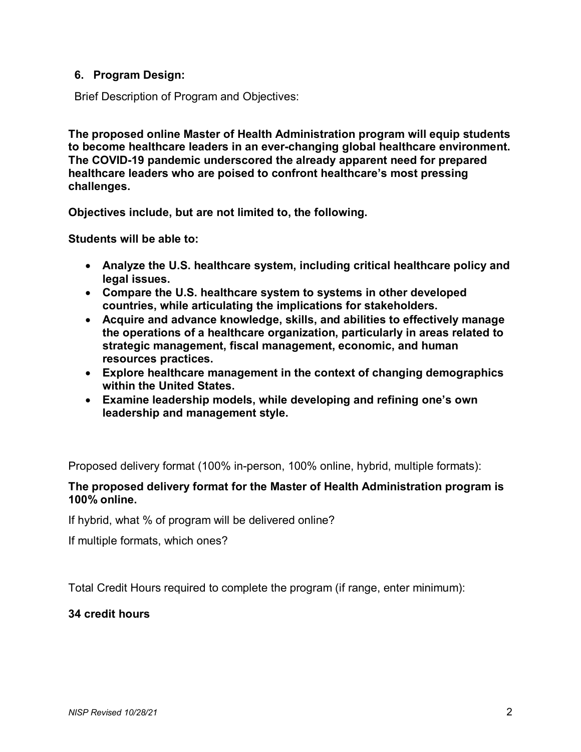## 6. Program Design:

Brief Description of Program and Objectives:

**The proposed online Master of Health Administration program will equip students to become healthcare leaders in an ever-changing global healthcare environment. The COVID-19 pandemic underscored the already apparent need for prepared healthcare leaders who are poised to confront healthcare's most pressing challenges.**

**Objectives include, but are not limited to, the following.**

**Students will be able to:**

- **Analyze the U.S. healthcare system, including critical healthcare policy and legal issues.**
- **Compare the U.S. healthcare system to systems in other developed countries, while articulating the implications for stakeholders.**
- **Acquire and advance knowledge, skills, and abilities to effectively manage the operations of a healthcare organization, particularly in areas related to strategic management, fiscal management, economic, and human resources practices.**
- **Explore healthcare management in the context of changing demographics within the United States.**
- **Examine leadership models, while developing and refining one's own leadership and management style.**

Proposed delivery format (100% in-person, 100% online, hybrid, multiple formats):

**The proposed delivery format for the Master of Health Administration program is 100% online.**

If hybrid, what % of program will be delivered online?

If multiple formats, which ones?

Total Credit Hours required to complete the program (if range, enter minimum):

**34 credit hours**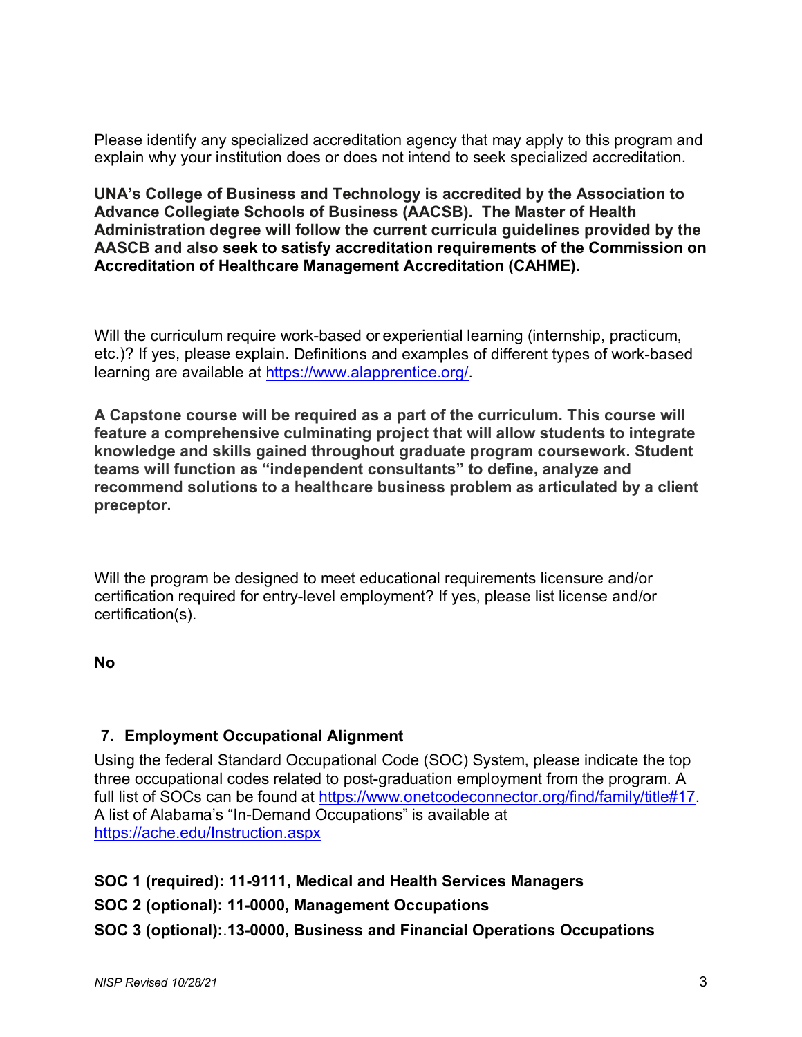Please identify any specialized accreditation agency that may apply to this program and explain why your institution does or does not intend to seek specialized accreditation.

**UNA's College of Business and Technology is accredited by the Association to Advance Collegiate Schools of Business (AACSB). The Master of Health Administration degree will follow the current curricula guidelines provided by the AASCB and also seek to satisfy accreditation requirements of the Commission on Accreditation of Healthcare Management Accreditation (CAHME).**

Will the curriculum require work-based or experiential learning (internship, practicum, etc.)? If yes, please explain. Definitions and examples of different types of work-based learning are available at [https://www.alapprentice.org/](https://www.alapprentice.org/).

**A Capstone course will be required as a part of the curriculum. This course will feature a comprehensive culminating project that will allow students to integrate knowledge and skills gained throughout graduate program coursework. Student teams will function as "independent consultants" to define, analyze and recommend solutions to a healthcare business problem as articulated by a client preceptor.**

Will the program be designed to meet educational requirements licensure and/or certification required for entry-level employment? If yes, please list license and/or certification(s).

**No**

## 7. Employment Occupational Alignment

Using the federal Standard Occupational Code (SOC) System, please indicate the top three occupational codes related to post-graduation employment from the program. A full list of SOCs can be found at [https://www.onetcodeconnector.org/find/family/title#17](https://www.onetcodeconnector.org/find/family/title#17). A list of Alabama's "In-Demand Occupations" is available at [https://ache.edu/Instruction.aspx](https://ache.edu/Instruction.aspx)

**SOC 1 (required): 11-9111, Medical and Health Services Managers**

**SOC 2 (optional): 11-0000, Management Occupations**

**SOC 3 (optional):.13-0000, Business and Financial Operations Occupations**

*NISP Revised 10/28/21*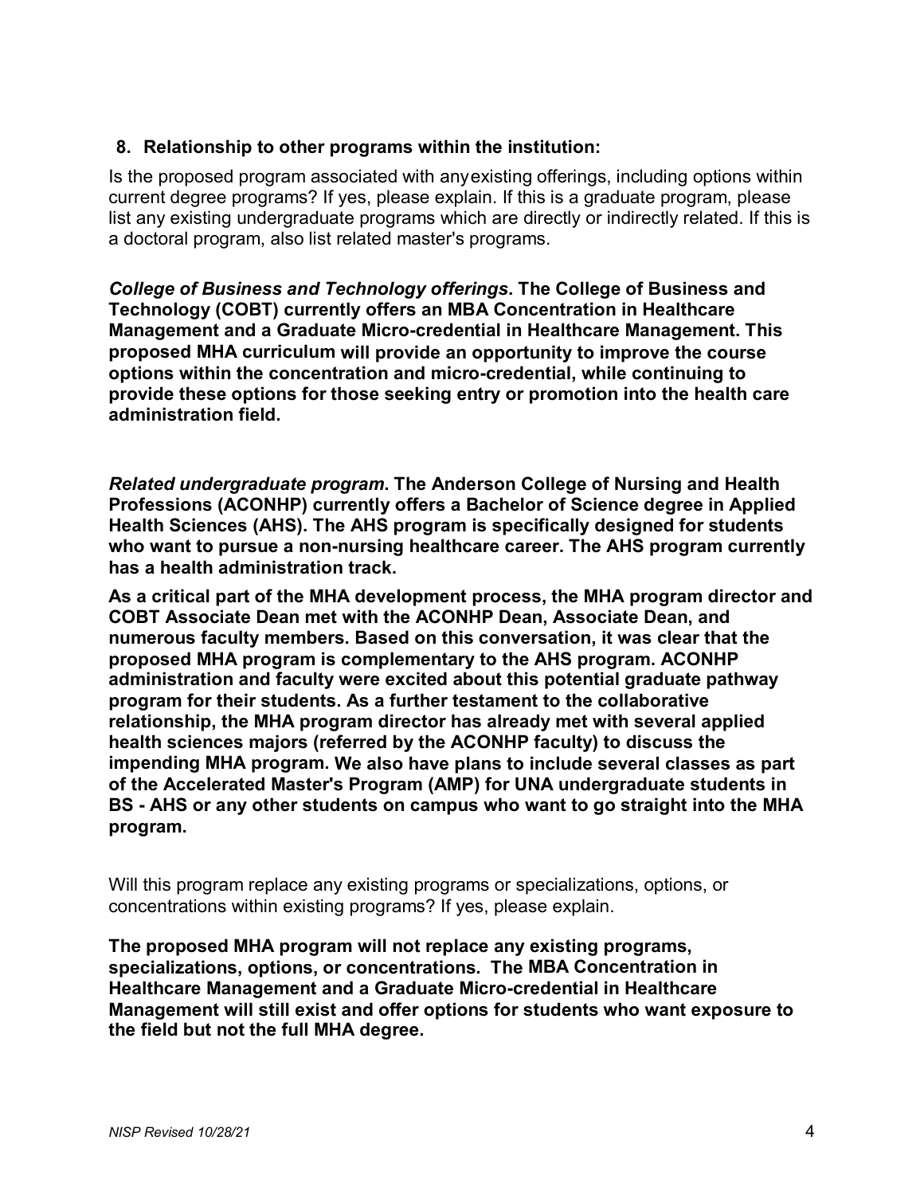**8. Relationship to other programs within the institution:**

Is the proposed program associated with anyexisting offerings, including options within current degree programs? If yes, please explain. If this is a graduate program, please list any existing undergraduate programs which are directly or indirectly related. If this is a doctoral program, also list related master's programs.

***College of Business and Technology offerings*. The College of Business and Technology (COBT) currently offers an MBA Concentration in Healthcare Management and a Graduate Micro-credential in Healthcare Management. This proposed MHA curriculum will provide an opportunity to improve the course options within the concentration and micro-credential, while continuing to provide these options for those seeking entry or promotion into the health care administration field.**

***Related undergraduate program*. The Anderson College of Nursing and Health Professions (ACONHP) currently offers a Bachelor of Science degree in Applied Health Sciences (AHS). The AHS program is specifically designed for students who want to pursue a non-nursing healthcare career. The AHS program currently has a health administration track.**

**As a critical part of the MHA development process, the MHA program director and COBT Associate Dean met with the ACONHP Dean, Associate Dean, and numerous faculty members. Based on this conversation, it was clear that the proposed MHA program is complementary to the AHS program. ACONHP administration and faculty were excited about this potential graduate pathway program for their students. As a further testament to the collaborative relationship, the MHA program director has already met with several applied health sciences majors (referred by the ACONHP faculty) to discuss the impending MHA program. We also have plans to include several classes as part of the Accelerated Master's Program (AMP) for UNA undergraduate students in BS - AHS or any other students on campus who want to go straight into the MHA program.**

Will this program replace any existing programs or specializations, options, or concentrations within existing programs? If yes, please explain.

**The proposed MHA program will not replace any existing programs, specializations, options, or concentrations. The MBA Concentration in Healthcare Management and a Graduate Micro-credential in Healthcare Management will still exist and offer options for students who want exposure to the field but not the full MHA degree.**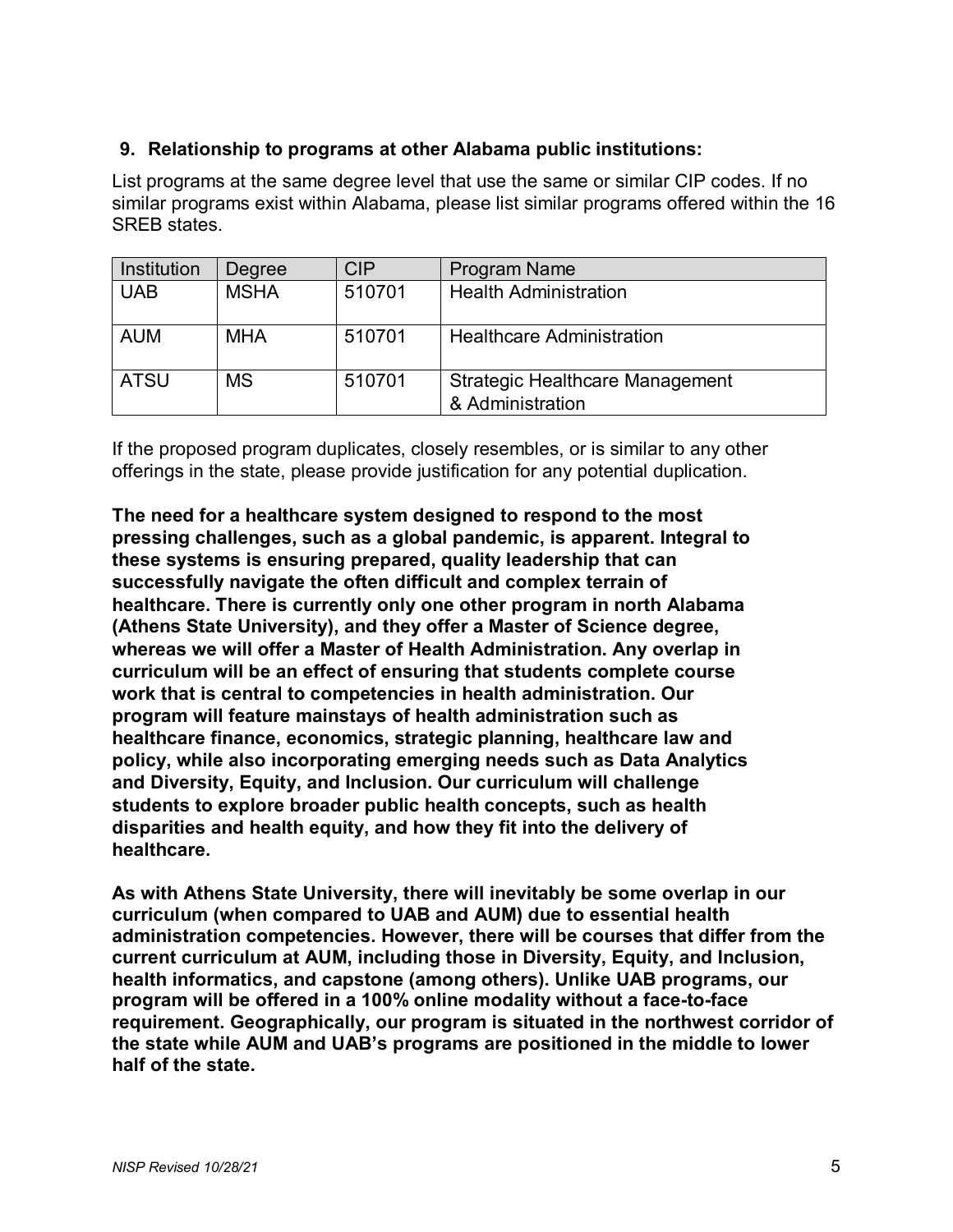## 9. Relationship to programs at other Alabama public institutions:

List programs at the same degree level that use the same or similar CIP codes. If no similar programs exist within Alabama, please list similar programs offered within the 16 SREB states.

| Institution | Degree | CIP | Program Name |
|---|---|---|---|
| UAB | MSHA | 510701 | Health Administration |
| AUM | MHA | 510701 | Healthcare Administration |
| ATSU | MS | 510701 | Strategic Healthcare Management & Administration |

If the proposed program duplicates, closely resembles, or is similar to any other offerings in the state, please provide justification for any potential duplication.

**The need for a healthcare system designed to respond to the most pressing challenges, such as a global pandemic, is apparent. Integral to these systems is ensuring prepared, quality leadership that can successfully navigate the often difficult and complex terrain of healthcare. There is currently only one other program in north Alabama (Athens State University), and they offer a Master of Science degree, whereas we will offer a Master of Health Administration. Any overlap in curriculum will be an effect of ensuring that students complete course work that is central to competencies in health administration. Our program will feature mainstays of health administration such as healthcare finance, economics, strategic planning, healthcare law and policy, while also incorporating emerging needs such as Data Analytics and Diversity, Equity, and Inclusion. Our curriculum will challenge students to explore broader public health concepts, such as health disparities and health equity, and how they fit into the delivery of healthcare.**

**As with Athens State University, there will inevitably be some overlap in our curriculum (when compared to UAB and AUM) due to essential health administration competencies. However, there will be courses that differ from the current curriculum at AUM, including those in Diversity, Equity, and Inclusion, health informatics, and capstone (among others). Unlike UAB programs, our program will be offered in a 100% online modality without a face-to-face requirement. Geographically, our program is situated in the northwest corridor of the state while AUM and UAB's programs are positioned in the middle to lower half of the state.**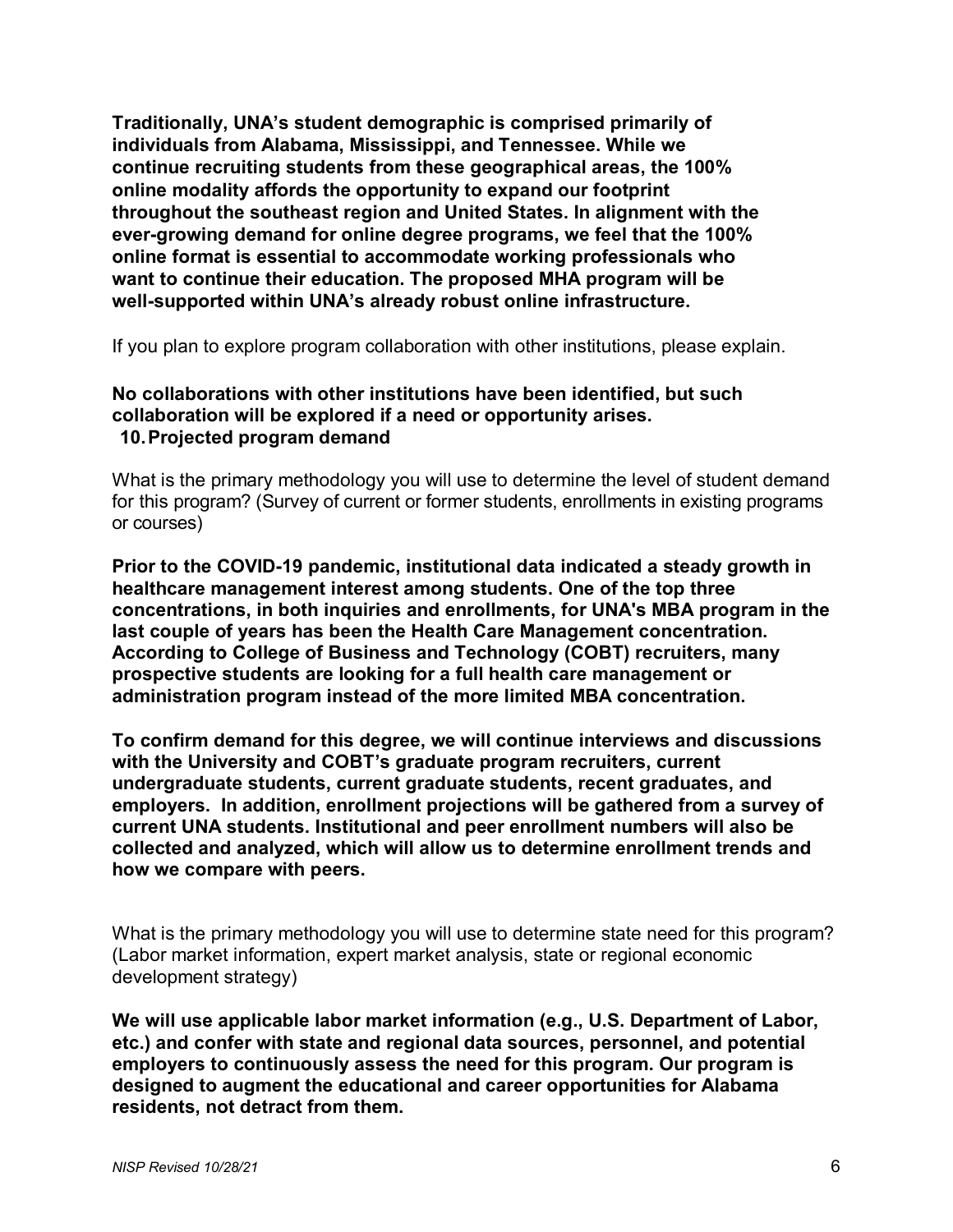**Traditionally, UNA's student demographic is comprised primarily of individuals from Alabama, Mississippi, and Tennessee. While we continue recruiting students from these geographical areas, the 100% online modality affords the opportunity to expand our footprint throughout the southeast region and United States. In alignment with the ever-growing demand for online degree programs, we feel that the 100% online format is essential to accommodate working professionals who want to continue their education. The proposed MHA program will be well-supported within UNA's already robust online infrastructure.**

If you plan to explore program collaboration with other institutions, please explain.

**No collaborations with other institutions have been identified, but such collaboration will be explored if a need or opportunity arises.**

**10. Projected program demand**

What is the primary methodology you will use to determine the level of student demand for this program? (Survey of current or former students, enrollments in existing programs or courses)

**Prior to the COVID-19 pandemic, institutional data indicated a steady growth in healthcare management interest among students. One of the top three concentrations, in both inquiries and enrollments, for UNA's MBA program in the last couple of years has been the Health Care Management concentration. According to College of Business and Technology (COBT) recruiters, many prospective students are looking for a full health care management or administration program instead of the more limited MBA concentration.**

**To confirm demand for this degree, we will continue interviews and discussions with the University and COBT's graduate program recruiters, current undergraduate students, current graduate students, recent graduates, and employers. In addition, enrollment projections will be gathered from a survey of current UNA students. Institutional and peer enrollment numbers will also be collected and analyzed, which will allow us to determine enrollment trends and how we compare with peers.**

What is the primary methodology you will use to determine state need for this program? (Labor market information, expert market analysis, state or regional economic development strategy)

**We will use applicable labor market information (e.g., U.S. Department of Labor, etc.) and confer with state and regional data sources, personnel, and potential employers to continuously assess the need for this program. Our program is designed to augment the educational and career opportunities for Alabama residents, not detract from them.**